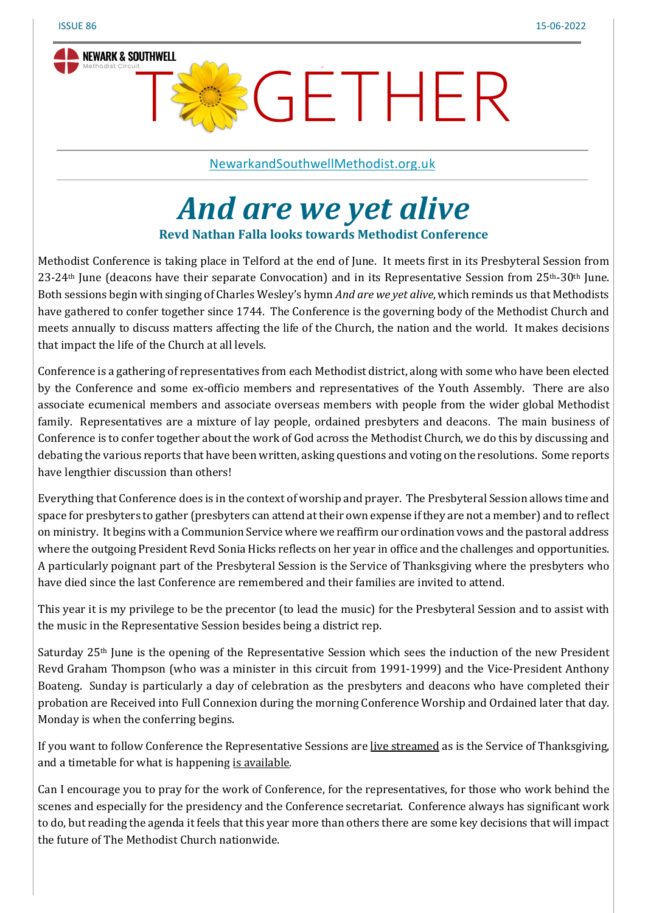ISSUE 86 15-06-2022

NEWARK & SOUTHWELL Methodist Circuit

# TOGETHER

NewarkandSouthwellMethodist.org.uk

# *And are we yet alive*

### Revd Nathan Falla looks towards Methodist Conference

Methodist Conference is taking place in Telford at the end of June. It meets first in its Presbyteral Session from 23-24th June (deacons have their separate Convocation) and in its Representative Session from 25th-30th June. Both sessions begin with singing of Charles Wesley's hymn *And are we yet alive*, which reminds us that Methodists have gathered to confer together since 1744. The Conference is the governing body of the Methodist Church and meets annually to discuss matters affecting the life of the Church, the nation and the world. It makes decisions that impact the life of the Church at all levels.

Conference is a gathering of representatives from each Methodist district, along with some who have been elected by the Conference and some ex-officio members and representatives of the Youth Assembly. There are also associate ecumenical members and associate overseas members with people from the wider global Methodist family. Representatives are a mixture of lay people, ordained presbyters and deacons. The main business of Conference is to confer together about the work of God across the Methodist Church, we do this by discussing and debating the various reports that have been written, asking questions and voting on the resolutions. Some reports have lengthier discussion than others!

Everything that Conference does is in the context of worship and prayer. The Presbyteral Session allows time and space for presbyters to gather (presbyters can attend at their own expense if they are not a member) and to reflect on ministry. It begins with a Communion Service where we reaffirm our ordination vows and the pastoral address where the outgoing President Revd Sonia Hicks reflects on her year in office and the challenges and opportunities. A particularly poignant part of the Presbyteral Session is the Service of Thanksgiving where the presbyters who have died since the last Conference are remembered and their families are invited to attend.

This year it is my privilege to be the precentor (to lead the music) for the Presbyteral Session and to assist with the music in the Representative Session besides being a district rep.

Saturday 25th June is the opening of the Representative Session which sees the induction of the new President Revd Graham Thompson (who was a minister in this circuit from 1991-1999) and the Vice-President Anthony Boateng. Sunday is particularly a day of celebration as the presbyters and deacons who have completed their probation are Received into Full Connexion during the morning Conference Worship and Ordained later that day. Monday is when the conferring begins.

If you want to follow Conference the Representative Sessions are live streamed as is the Service of Thanksgiving, and a timetable for what is happening is available.

Can I encourage you to pray for the work of Conference, for the representatives, for those who work behind the scenes and especially for the presidency and the Conference secretariat. Conference always has significant work to do, but reading the agenda it feels that this year more than others there are some key decisions that will impact the future of The Methodist Church nationwide.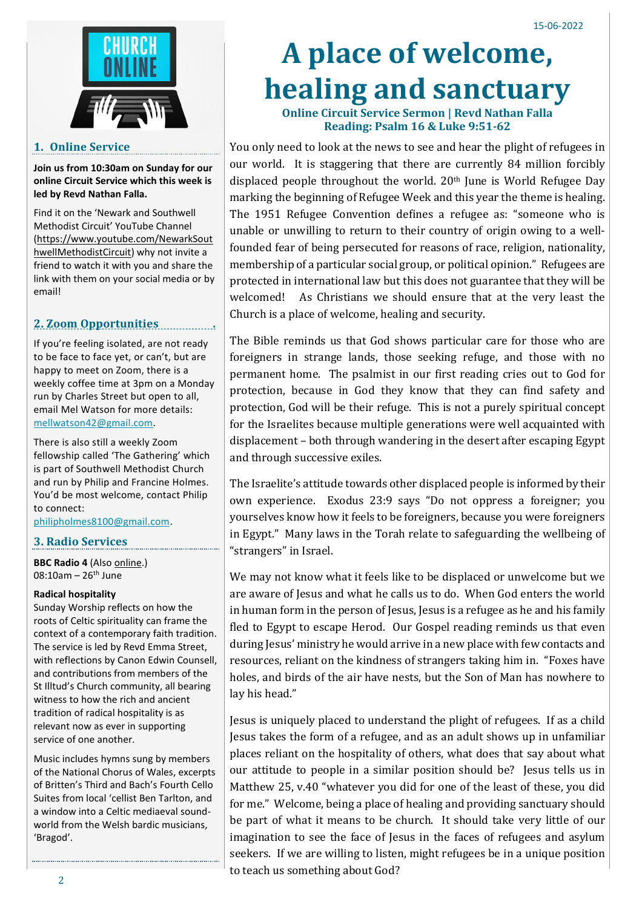## 1. Online Service

**Join us from 10:30am on Sunday for our online Circuit Service which this week is led by Revd Nathan Falla.**

Find it on the 'Newark and Southwell Methodist Circuit' YouTube Channel (https://www.youtube.com/NewarkSouthwellMethodistCircuit) why not invite a friend to watch it with you and share the link with them on your social media or by email!

## 2. Zoom Opportunities

If you're feeling isolated, are not ready to be face to face yet, or can't, but are happy to meet on Zoom, there is a weekly coffee time at 3pm on a Monday run by Charles Street but open to all, email Mel Watson for more details: mellwatson42@gmail.com.

There is also still a weekly Zoom fellowship called 'The Gathering' which is part of Southwell Methodist Church and run by Philip and Francine Holmes. You'd be most welcome, contact Philip to connect: philipholmes8100@gmail.com.

## 3. Radio Services

**BBC Radio 4** (Also online.)
08:10am – 26th June

**Radical hospitality**
Sunday Worship reflects on how the roots of Celtic spirituality can frame the context of a contemporary faith tradition. The service is led by Revd Emma Street, with reflections by Canon Edwin Counsell, and contributions from members of the St Illtud's Church community, all bearing witness to how the rich and ancient tradition of radical hospitality is as relevant now as ever in supporting service of one another.

Music includes hymns sung by members of the National Chorus of Wales, excerpts of Britten's Third and Bach's Fourth Cello Suites from local 'cellist Ben Tarlton, and a window into a Celtic mediaeval sound-world from the Welsh bardic musicians, 'Bragod'.

15-06-2022

# A place of welcome, healing and sanctuary

**Online Circuit Service Sermon | Revd Nathan Falla**
**Reading: Psalm 16 & Luke 9:51-62**

You only need to look at the news to see and hear the plight of refugees in our world. It is staggering that there are currently 84 million forcibly displaced people throughout the world. 20th June is World Refugee Day marking the beginning of Refugee Week and this year the theme is healing. The 1951 Refugee Convention defines a refugee as: "someone who is unable or unwilling to return to their country of origin owing to a well-founded fear of being persecuted for reasons of race, religion, nationality, membership of a particular social group, or political opinion." Refugees are protected in international law but this does not guarantee that they will be welcomed! As Christians we should ensure that at the very least the Church is a place of welcome, healing and security.

The Bible reminds us that God shows particular care for those who are foreigners in strange lands, those seeking refuge, and those with no permanent home. The psalmist in our first reading cries out to God for protection, because in God they know that they can find safety and protection, God will be their refuge. This is not a purely spiritual concept for the Israelites because multiple generations were well acquainted with displacement – both through wandering in the desert after escaping Egypt and through successive exiles.

The Israelite's attitude towards other displaced people is informed by their own experience. Exodus 23:9 says "Do not oppress a foreigner; you yourselves know how it feels to be foreigners, because you were foreigners in Egypt." Many laws in the Torah relate to safeguarding the wellbeing of "strangers" in Israel.

We may not know what it feels like to be displaced or unwelcome but we are aware of Jesus and what he calls us to do. When God enters the world in human form in the person of Jesus, Jesus is a refugee as he and his family fled to Egypt to escape Herod. Our Gospel reading reminds us that even during Jesus' ministry he would arrive in a new place with few contacts and resources, reliant on the kindness of strangers taking him in. "Foxes have holes, and birds of the air have nests, but the Son of Man has nowhere to lay his head."

Jesus is uniquely placed to understand the plight of refugees. If as a child Jesus takes the form of a refugee, and as an adult shows up in unfamiliar places reliant on the hospitality of others, what does that say about what our attitude to people in a similar position should be? Jesus tells us in Matthew 25, v.40 "whatever you did for one of the least of these, you did for me." Welcome, being a place of healing and providing sanctuary should be part of what it means to be church. It should take very little of our imagination to see the face of Jesus in the faces of refugees and asylum seekers. If we are willing to listen, might refugees be in a unique position to teach us something about God?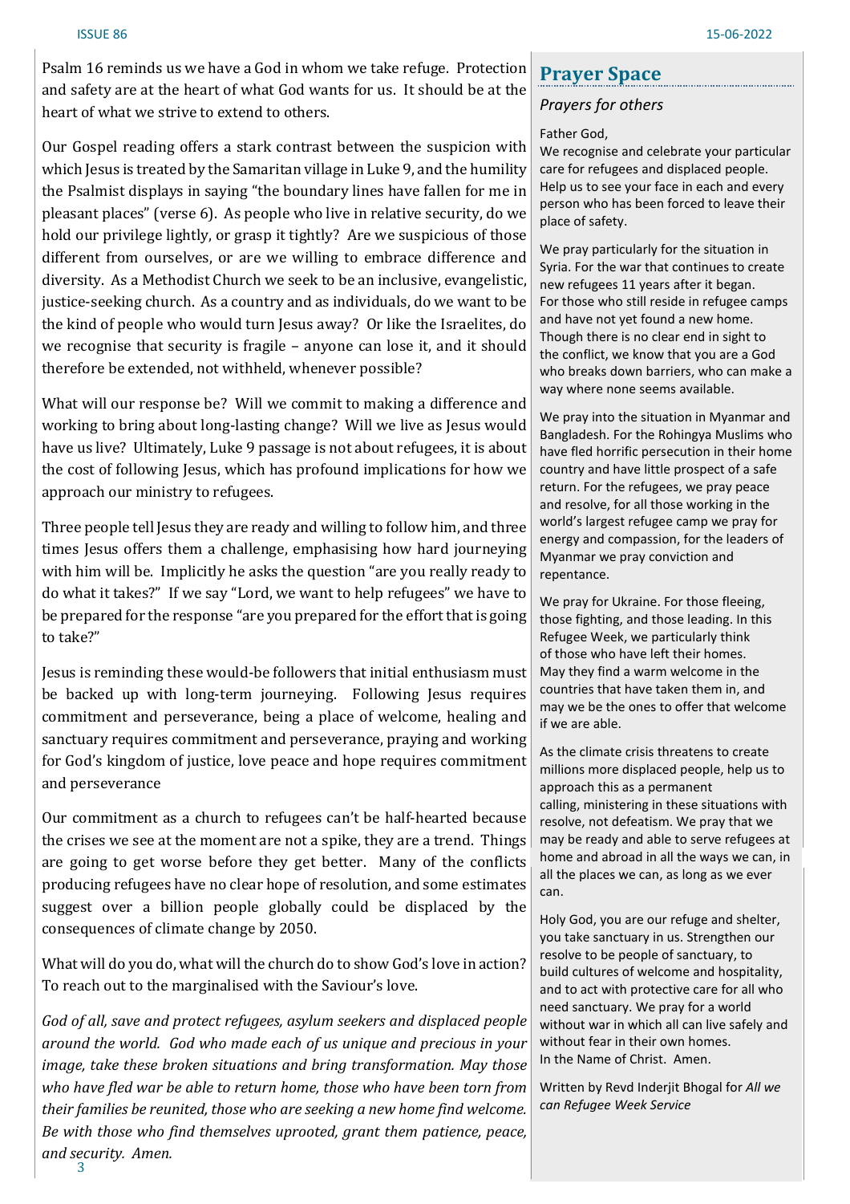Psalm 16 reminds us we have a God in whom we take refuge. Protection and safety are at the heart of what God wants for us. It should be at the heart of what we strive to extend to others.

Our Gospel reading offers a stark contrast between the suspicion with which Jesus is treated by the Samaritan village in Luke 9, and the humility the Psalmist displays in saying "the boundary lines have fallen for me in pleasant places" (verse 6). As people who live in relative security, do we hold our privilege lightly, or grasp it tightly? Are we suspicious of those different from ourselves, or are we willing to embrace difference and diversity. As a Methodist Church we seek to be an inclusive, evangelistic, justice-seeking church. As a country and as individuals, do we want to be the kind of people who would turn Jesus away? Or like the Israelites, do we recognise that security is fragile – anyone can lose it, and it should therefore be extended, not withheld, whenever possible?

What will our response be? Will we commit to making a difference and working to bring about long-lasting change? Will we live as Jesus would have us live? Ultimately, Luke 9 passage is not about refugees, it is about the cost of following Jesus, which has profound implications for how we approach our ministry to refugees.

Three people tell Jesus they are ready and willing to follow him, and three times Jesus offers them a challenge, emphasising how hard journeying with him will be. Implicitly he asks the question "are you really ready to do what it takes?" If we say "Lord, we want to help refugees" we have to be prepared for the response "are you prepared for the effort that is going to take?"

Jesus is reminding these would-be followers that initial enthusiasm must be backed up with long-term journeying. Following Jesus requires commitment and perseverance, being a place of welcome, healing and sanctuary requires commitment and perseverance, praying and working for God's kingdom of justice, love peace and hope requires commitment and perseverance

Our commitment as a church to refugees can't be half-hearted because the crises we see at the moment are not a spike, they are a trend. Things are going to get worse before they get better. Many of the conflicts producing refugees have no clear hope of resolution, and some estimates suggest over a billion people globally could be displaced by the consequences of climate change by 2050.

What will do you do, what will the church do to show God's love in action? To reach out to the marginalised with the Saviour's love.

*God of all, save and protect refugees, asylum seekers and displaced people around the world. God who made each of us unique and precious in your image, take these broken situations and bring transformation. May those who have fled war be able to return home, those who have been torn from their families be reunited, those who are seeking a new home find welcome. Be with those who find themselves uprooted, grant them patience, peace, and security. Amen.*

## Prayer Space

*Prayers for others*

Father God,
We recognise and celebrate your particular care for refugees and displaced people. Help us to see your face in each and every person who has been forced to leave their place of safety.

We pray particularly for the situation in Syria. For the war that continues to create new refugees 11 years after it began. For those who still reside in refugee camps and have not yet found a new home. Though there is no clear end in sight to the conflict, we know that you are a God who breaks down barriers, who can make a way where none seems available.

We pray into the situation in Myanmar and Bangladesh. For the Rohingya Muslims who have fled horrific persecution in their home country and have little prospect of a safe return. For the refugees, we pray peace and resolve, for all those working in the world's largest refugee camp we pray for energy and compassion, for the leaders of Myanmar we pray conviction and repentance.

We pray for Ukraine. For those fleeing, those fighting, and those leading. In this Refugee Week, we particularly think of those who have left their homes. May they find a warm welcome in the countries that have taken them in, and may we be the ones to offer that welcome if we are able.

As the climate crisis threatens to create millions more displaced people, help us to approach this as a permanent calling, ministering in these situations with resolve, not defeatism. We pray that we may be ready and able to serve refugees at home and abroad in all the ways we can, in all the places we can, as long as we ever can.

Holy God, you are our refuge and shelter, you take sanctuary in us. Strengthen our resolve to be people of sanctuary, to build cultures of welcome and hospitality, and to act with protective care for all who need sanctuary. We pray for a world without war in which all can live safely and without fear in their own homes.
In the Name of Christ. Amen.

Written by Revd Inderjit Bhogal for *All we can Refugee Week Service*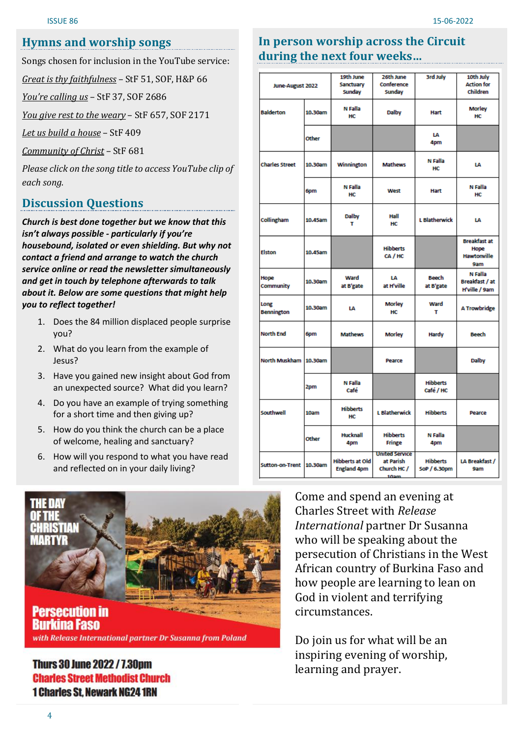## Hymns and worship songs

Songs chosen for inclusion in the YouTube service:

*Great is thy faithfulness* – StF 51, SOF, H&P 66

*You're calling us* – StF 37, SOF 2686

*You give rest to the weary* – StF 657, SOF 2171

*Let us build a house* – StF 409

*Community of Christ* – StF 681

*Please click on the song title to access YouTube clip of each song.*

## Discussion Questions

***Church is best done together but we know that this isn't always possible - particularly if you're housebound, isolated or even shielding. But why not contact a friend and arrange to watch the church service online or read the newsletter simultaneously and get in touch by telephone afterwards to talk about it. Below are some questions that might help you to reflect together!***

1. Does the 84 million displaced people surprise you?
2. What do you learn from the example of Jesus?
3. Have you gained new insight about God from an unexpected source? What did you learn?
4. Do you have an example of trying something for a short time and then giving up?
5. How do you think the church can be a place of welcome, healing and sanctuary?
6. How will you respond to what you have read and reflected on in your daily living?

## In person worship across the Circuit during the next four weeks…

| June-August 2022 | | 19th June Sanctuary Sunday | 26th June Conference Sunday | 3rd July | 10th July Action for Children |
|---|---|---|---|---|---|
| Balderton | 10.30am | N Falla HC | Dalby | Hart | Morley HC |
| | Other | | | LA 4pm | |
| Charles Street | 10.30am | Winnington | Mathews | N Falla HC | LA |
| | 6pm | N Falla HC | West | Hart | N Falla HC |
| Collingham | 10.45am | Dalby T | Hall HC | L Blatherwick | LA |
| Elston | 10.45am | | Hibberts CA / HC | | Breakfast at Hope Hawtonville 9am |
| Hope Community | 10.30am | Ward at B'gate | LA at H'ville | Beech at B'gate | N Falla Breakfast / at H'ville / 9am |
| Long Bennington | 10.30am | LA | Morley HC | Ward T | A Trowbridge |
| North End | 6pm | Mathews | Morley | Hardy | Beech |
| North Muskham | 10.30am | | Pearce | | Dalby |
| | 2pm | N Falla Café | | Hibberts Café / HC | |
| Southwell | 10am | Hibberts HC | L Blatherwick | Hibberts | Pearce |
| | Other | Hucknall 4pm | Hibberts Fringe | N Falla 4pm | |
| Sutton-on-Trent | 10.30am | Hibberts at Old England 4pm | United Service at Parish Church HC / 10am | Hibberts SoP / 6.30pm | LA Breakfast / 9am |

THE DAY OF THE CHRISTIAN MARTYR

**Persecution in Burkina Faso**

*with Release International partner Dr Susanna from Poland*

**Thurs 30 June 2022 / 7.30pm**
**Charles Street Methodist Church**
**1 Charles St, Newark NG24 1RN**

Come and spend an evening at Charles Street with *Release International* partner Dr Susanna who will be speaking about the persecution of Christians in the West African country of Burkina Faso and how people are learning to lean on God in violent and terrifying circumstances.

Do join us for what will be an inspiring evening of worship, learning and prayer.